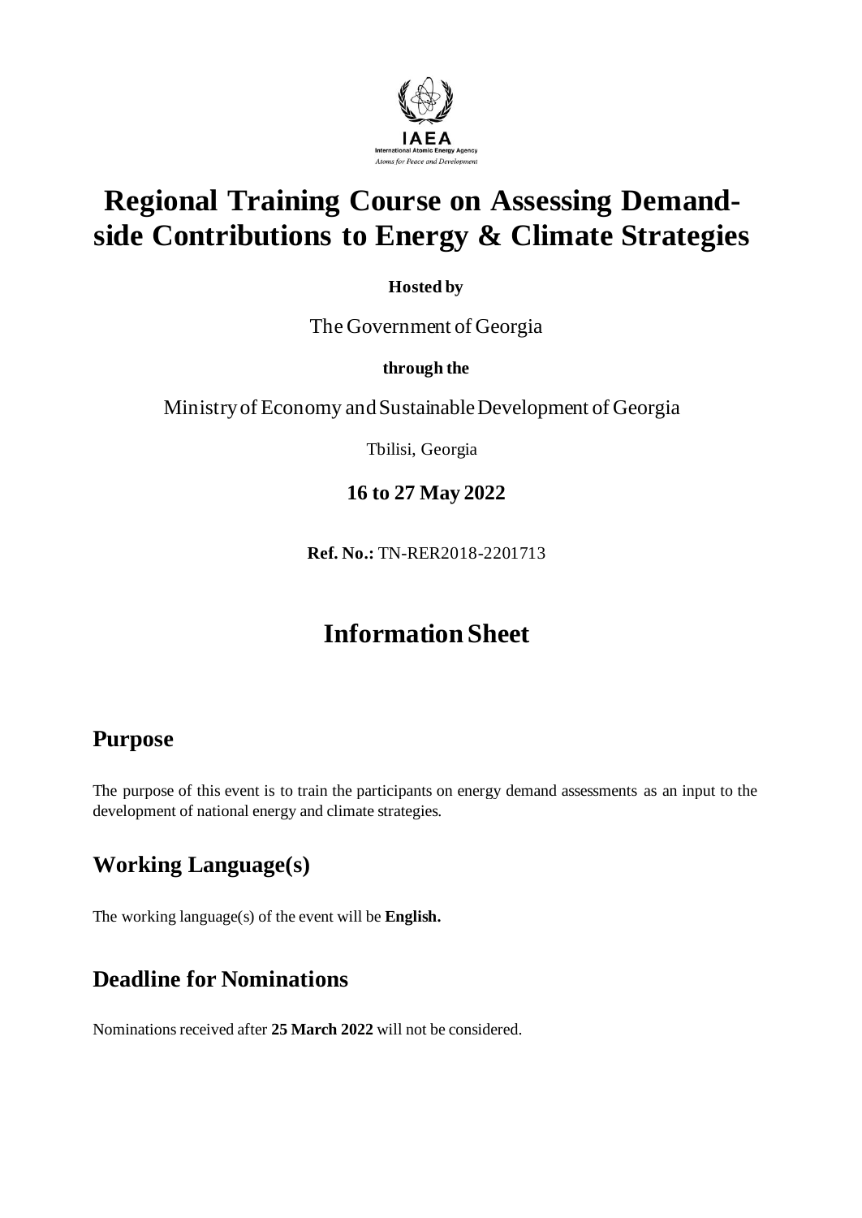IAEA
International Atomic Energy Agency
*Atoms for Peace and Development*

# Regional Training Course on Assessing Demand-side Contributions to Energy & Climate Strategies

**Hosted by**

The Government of Georgia

**through the**

Ministry of Economy and Sustainable Development of Georgia

Tbilisi, Georgia

**16 to 27 May 2022**

**Ref. No.:** TN-RER2018-2201713

# Information Sheet

## Purpose

The purpose of this event is to train the participants on energy demand assessments as an input to the development of national energy and climate strategies.

## Working Language(s)

The working language(s) of the event will be **English.**

## Deadline for Nominations

Nominations received after **25 March 2022** will not be considered.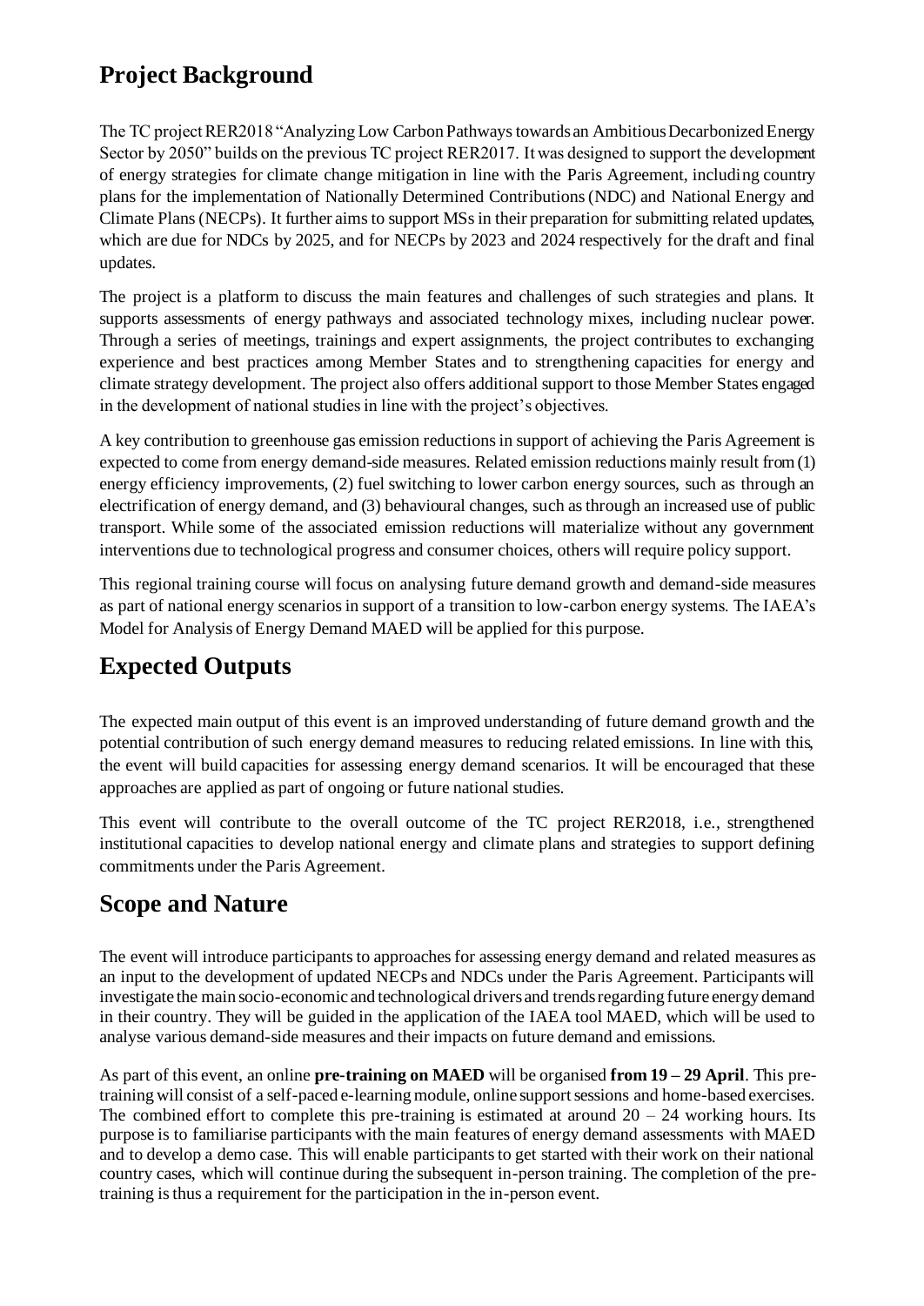## Project Background

The TC project RER2018 "Analyzing Low Carbon Pathways towards an Ambitious Decarbonized Energy Sector by 2050" builds on the previous TC project RER2017. It was designed to support the development of energy strategies for climate change mitigation in line with the Paris Agreement, including country plans for the implementation of Nationally Determined Contributions (NDC) and National Energy and Climate Plans (NECPs). It further aims to support MSs in their preparation for submitting related updates, which are due for NDCs by 2025, and for NECPs by 2023 and 2024 respectively for the draft and final updates.

The project is a platform to discuss the main features and challenges of such strategies and plans. It supports assessments of energy pathways and associated technology mixes, including nuclear power. Through a series of meetings, trainings and expert assignments, the project contributes to exchanging experience and best practices among Member States and to strengthening capacities for energy and climate strategy development. The project also offers additional support to those Member States engaged in the development of national studies in line with the project's objectives.

A key contribution to greenhouse gas emission reductions in support of achieving the Paris Agreement is expected to come from energy demand-side measures. Related emission reductions mainly result from (1) energy efficiency improvements, (2) fuel switching to lower carbon energy sources, such as through an electrification of energy demand, and (3) behavioural changes, such as through an increased use of public transport. While some of the associated emission reductions will materialize without any government interventions due to technological progress and consumer choices, others will require policy support.

This regional training course will focus on analysing future demand growth and demand-side measures as part of national energy scenarios in support of a transition to low-carbon energy systems. The IAEA's Model for Analysis of Energy Demand MAED will be applied for this purpose.

## Expected Outputs

The expected main output of this event is an improved understanding of future demand growth and the potential contribution of such energy demand measures to reducing related emissions. In line with this, the event will build capacities for assessing energy demand scenarios. It will be encouraged that these approaches are applied as part of ongoing or future national studies.

This event will contribute to the overall outcome of the TC project RER2018, i.e., strengthened institutional capacities to develop national energy and climate plans and strategies to support defining commitments under the Paris Agreement.

## Scope and Nature

The event will introduce participants to approaches for assessing energy demand and related measures as an input to the development of updated NECPs and NDCs under the Paris Agreement. Participants will investigate the main socio-economic and technological drivers and trends regarding future energy demand in their country. They will be guided in the application of the IAEA tool MAED, which will be used to analyse various demand-side measures and their impacts on future demand and emissions.

As part of this event, an online **pre-training on MAED** will be organised **from 19 – 29 April**. This pre-training will consist of a self-paced e-learning module, online support sessions and home-based exercises. The combined effort to complete this pre-training is estimated at around 20 – 24 working hours. Its purpose is to familiarise participants with the main features of energy demand assessments with MAED and to develop a demo case. This will enable participants to get started with their work on their national country cases, which will continue during the subsequent in-person training. The completion of the pre-training is thus a requirement for the participation in the in-person event.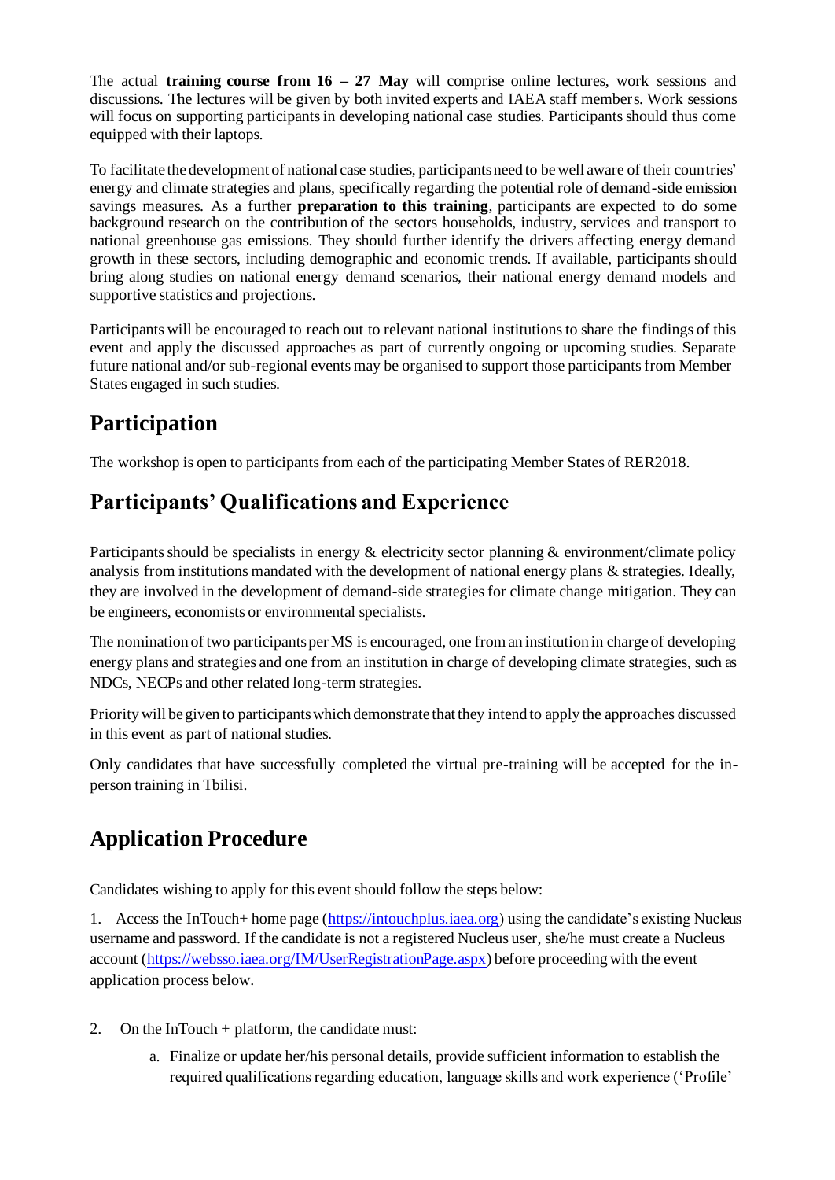The actual **training course from 16 – 27 May** will comprise online lectures, work sessions and discussions. The lectures will be given by both invited experts and IAEA staff members. Work sessions will focus on supporting participants in developing national case studies. Participants should thus come equipped with their laptops.

To facilitate the development of national case studies, participants need to be well aware of their countries' energy and climate strategies and plans, specifically regarding the potential role of demand-side emission savings measures. As a further **preparation to this training**, participants are expected to do some background research on the contribution of the sectors households, industry, services and transport to national greenhouse gas emissions. They should further identify the drivers affecting energy demand growth in these sectors, including demographic and economic trends. If available, participants should bring along studies on national energy demand scenarios, their national energy demand models and supportive statistics and projections.

Participants will be encouraged to reach out to relevant national institutions to share the findings of this event and apply the discussed approaches as part of currently ongoing or upcoming studies. Separate future national and/or sub-regional events may be organised to support those participants from Member States engaged in such studies.

## Participation

The workshop is open to participants from each of the participating Member States of RER2018.

## Participants' Qualifications and Experience

Participants should be specialists in energy & electricity sector planning & environment/climate policy analysis from institutions mandated with the development of national energy plans & strategies. Ideally, they are involved in the development of demand-side strategies for climate change mitigation. They can be engineers, economists or environmental specialists.

The nomination of two participants per MS is encouraged, one from an institution in charge of developing energy plans and strategies and one from an institution in charge of developing climate strategies, such as NDCs, NECPs and other related long-term strategies.

Priority will be given to participants which demonstrate that they intend to apply the approaches discussed in this event as part of national studies.

Only candidates that have successfully completed the virtual pre-training will be accepted for the in-person training in Tbilisi.

## Application Procedure

Candidates wishing to apply for this event should follow the steps below:

1. Access the InTouch+ home page (https://intouchplus.iaea.org) using the candidate's existing Nucleus username and password. If the candidate is not a registered Nucleus user, she/he must create a Nucleus account (https://websso.iaea.org/IM/UserRegistrationPage.aspx) before proceeding with the event application process below.

2. On the InTouch + platform, the candidate must:
   a. Finalize or update her/his personal details, provide sufficient information to establish the required qualifications regarding education, language skills and work experience ('Profile'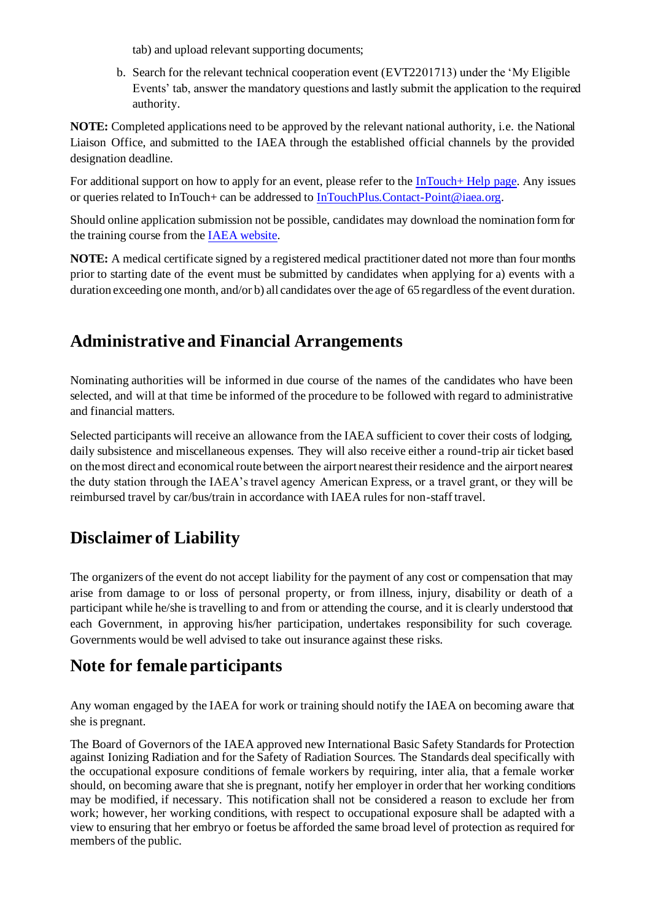tab) and upload relevant supporting documents;

b. Search for the relevant technical cooperation event (EVT2201713) under the 'My Eligible Events' tab, answer the mandatory questions and lastly submit the application to the required authority.

**NOTE:** Completed applications need to be approved by the relevant national authority, i.e. the National Liaison Office, and submitted to the IAEA through the established official channels by the provided designation deadline.

For additional support on how to apply for an event, please refer to the InTouch+ Help page. Any issues or queries related to InTouch+ can be addressed to InTouchPlus.Contact-Point@iaea.org.

Should online application submission not be possible, candidates may download the nomination form for the training course from the IAEA website.

**NOTE:** A medical certificate signed by a registered medical practitioner dated not more than four months prior to starting date of the event must be submitted by candidates when applying for a) events with a duration exceeding one month, and/or b) all candidates over the age of 65 regardless of the event duration.

## Administrative and Financial Arrangements

Nominating authorities will be informed in due course of the names of the candidates who have been selected, and will at that time be informed of the procedure to be followed with regard to administrative and financial matters.

Selected participants will receive an allowance from the IAEA sufficient to cover their costs of lodging, daily subsistence and miscellaneous expenses. They will also receive either a round-trip air ticket based on the most direct and economical route between the airport nearest their residence and the airport nearest the duty station through the IAEA's travel agency American Express, or a travel grant, or they will be reimbursed travel by car/bus/train in accordance with IAEA rules for non-staff travel.

## Disclaimer of Liability

The organizers of the event do not accept liability for the payment of any cost or compensation that may arise from damage to or loss of personal property, or from illness, injury, disability or death of a participant while he/she is travelling to and from or attending the course, and it is clearly understood that each Government, in approving his/her participation, undertakes responsibility for such coverage. Governments would be well advised to take out insurance against these risks.

## Note for female participants

Any woman engaged by the IAEA for work or training should notify the IAEA on becoming aware that she is pregnant.

The Board of Governors of the IAEA approved new International Basic Safety Standards for Protection against Ionizing Radiation and for the Safety of Radiation Sources. The Standards deal specifically with the occupational exposure conditions of female workers by requiring, inter alia, that a female worker should, on becoming aware that she is pregnant, notify her employer in order that her working conditions may be modified, if necessary. This notification shall not be considered a reason to exclude her from work; however, her working conditions, with respect to occupational exposure shall be adapted with a view to ensuring that her embryo or foetus be afforded the same broad level of protection as required for members of the public.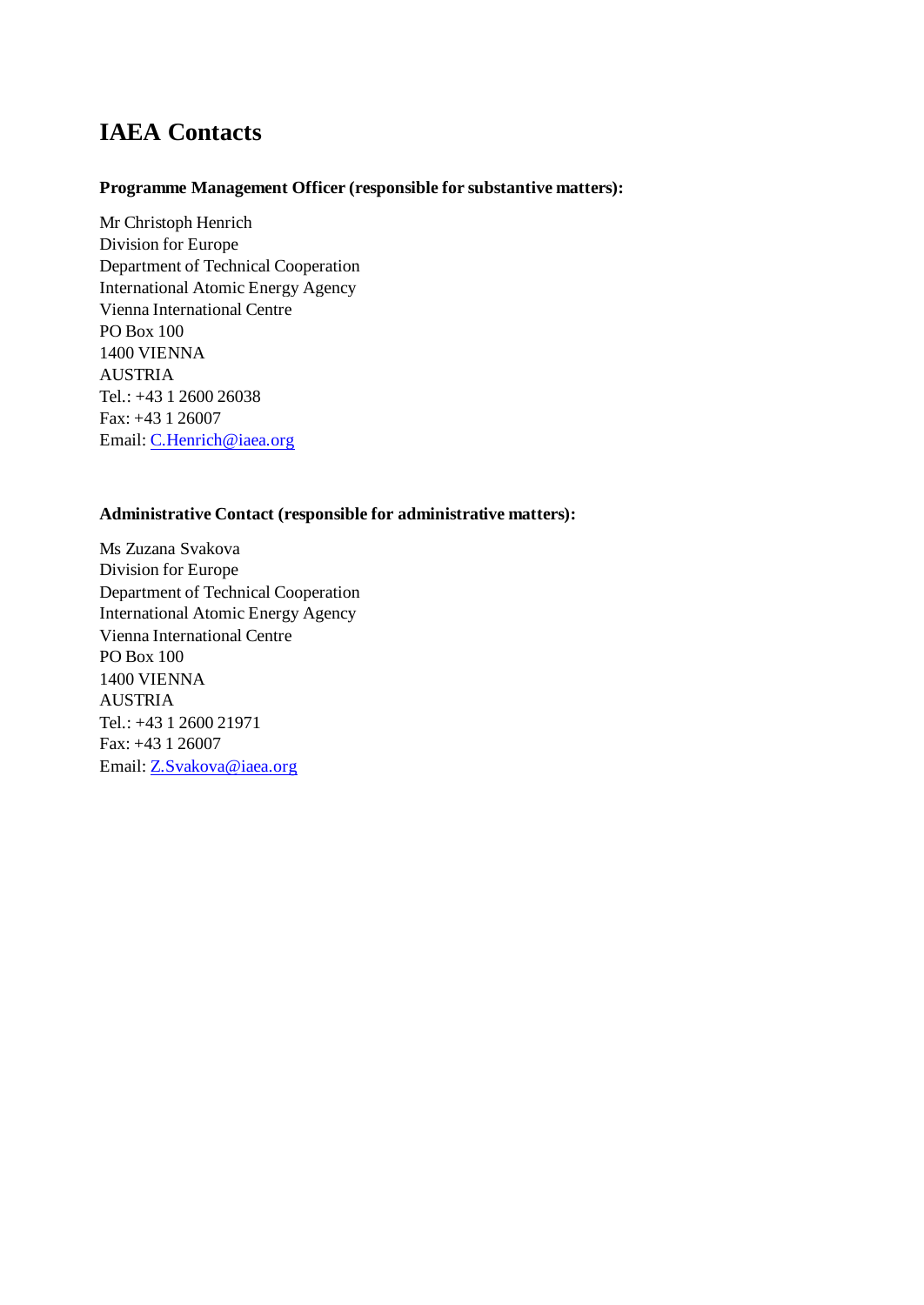# IAEA Contacts

**Programme Management Officer (responsible for substantive matters):**

Mr Christoph Henrich  
Division for Europe  
Department of Technical Cooperation  
International Atomic Energy Agency  
Vienna International Centre  
PO Box 100  
1400 VIENNA  
AUSTRIA  
Tel.: +43 1 2600 26038  
Fax: +43 1 26007  
Email: C.Henrich@iaea.org

**Administrative Contact (responsible for administrative matters):**

Ms Zuzana Svakova  
Division for Europe  
Department of Technical Cooperation  
International Atomic Energy Agency  
Vienna International Centre  
PO Box 100  
1400 VIENNA  
AUSTRIA  
Tel.: +43 1 2600 21971  
Fax: +43 1 26007  
Email: Z.Svakova@iaea.org